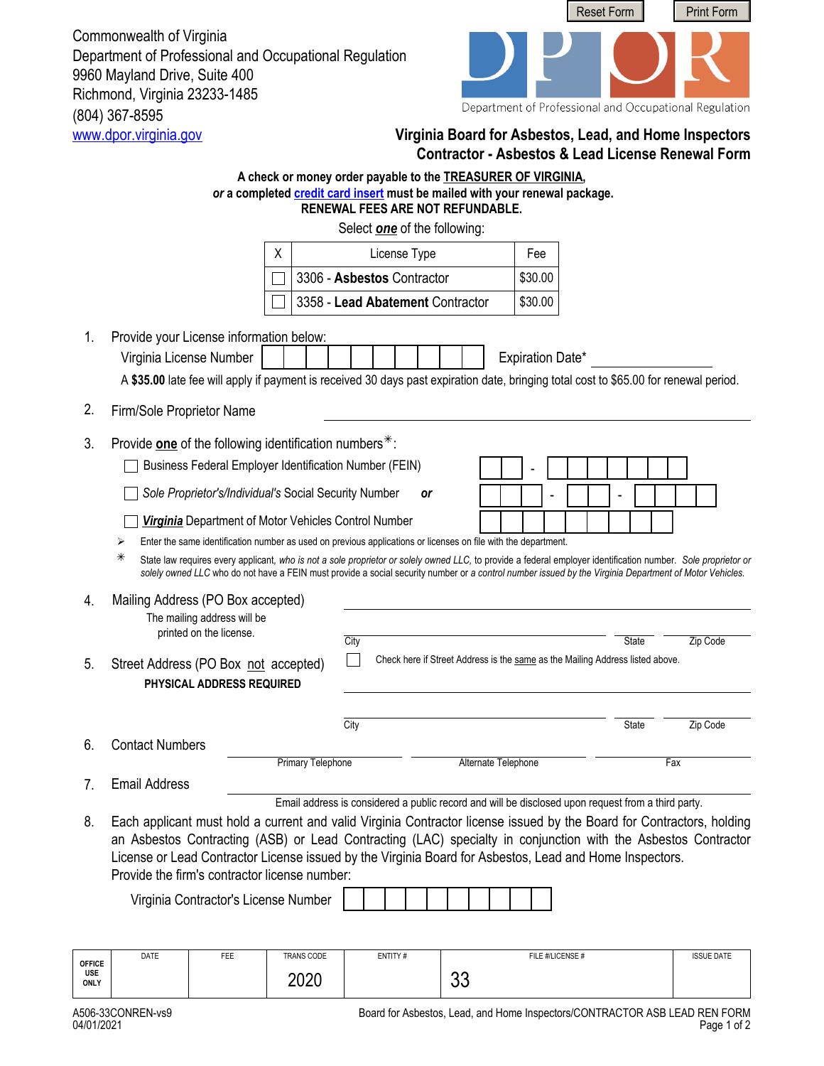Reset Form Print Form

Commonwealth of Virginia
Department of Professional and Occupational Regulation
9960 Mayland Drive, Suite 400
Richmond, Virginia 23233-1485
(804) 367-8595
www.dpor.virginia.gov

DPOR
Department of Professional and Occupational Regulation

## Virginia Board for Asbestos, Lead, and Home Inspectors
## Contractor - Asbestos & Lead License Renewal Form

**A check or money order payable to the TREASURER OF VIRGINIA,**
***or* a completed credit card insert must be mailed with your renewal package.**
**RENEWAL FEES ARE NOT REFUNDABLE.**

Select ***one*** of the following:

| X | License Type | Fee |
|---|---|---|
| ☐ | 3306 - **Asbestos** Contractor | $30.00 |
| ☐ | 3358 - **Lead Abatement** Contractor | $30.00 |

1. Provide your License information below:
   Virginia License Number ☐☐☐☐☐☐☐☐☐☐ Expiration Date* ____________
   A **$35.00** late fee will apply if payment is received 30 days past expiration date, bringing total cost to $65.00 for renewal period.

2. Firm/Sole Proprietor Name ____________________

3. Provide **one** of the following identification numbers*:
   - ☐ Business Federal Employer Identification Number (FEIN) ☐☐ - ☐☐☐☐☐☐☐
   - ☐ *Sole Proprietor's/Individual's* Social Security Number ***or*** ☐☐☐ - ☐☐ - ☐☐☐☐
   - ☐ ***Virginia*** Department of Motor Vehicles Control Number ☐☐☐☐☐☐☐☐☐

   ➢ Enter the same identification number as used on previous applications or licenses on file with the department.

   * State law requires every applicant, *who is not a sole proprietor or solely owned LLC,* to provide a federal employer identification number. *Sole proprietor or solely owned LLC* who do not have a FEIN must provide a social security number or *a control number issued by the Virginia Department of Motor Vehicles.*

4. Mailing Address (PO Box accepted) ____________________
   The mailing address will be printed on the license.
   City ____________ State ______ Zip Code ______

5. Street Address (PO Box not accepted) ☐ Check here if Street Address is the same as the Mailing Address listed above.
   **PHYSICAL ADDRESS REQUIRED**
   ____________________
   City ____________ State ______ Zip Code ______

6. Contact Numbers ____________ Primary Telephone ____________ Alternate Telephone ____________ Fax

7. Email Address ____________________
   Email address is considered a public record and will be disclosed upon request from a third party.

8. Each applicant must hold a current and valid Virginia Contractor license issued by the Board for Contractors, holding an Asbestos Contracting (ASB) or Lead Contracting (LAC) specialty in conjunction with the Asbestos Contractor License or Lead Contractor License issued by the Virginia Board for Asbestos, Lead and Home Inspectors.
   Provide the firm's contractor license number:

   Virginia Contractor's License Number ☐☐☐☐☐☐☐☐☐☐

| OFFICE USE ONLY | DATE | FEE | TRANS CODE | ENTITY # | FILE #/LICENSE # | ISSUE DATE |
|---|---|---|---|---|---|---|
| | | | 2020 | | 33 | |

A506-33CONREN-vs9
04/01/2021

Board for Asbestos, Lead, and Home Inspectors/CONTRACTOR ASB LEAD REN FORM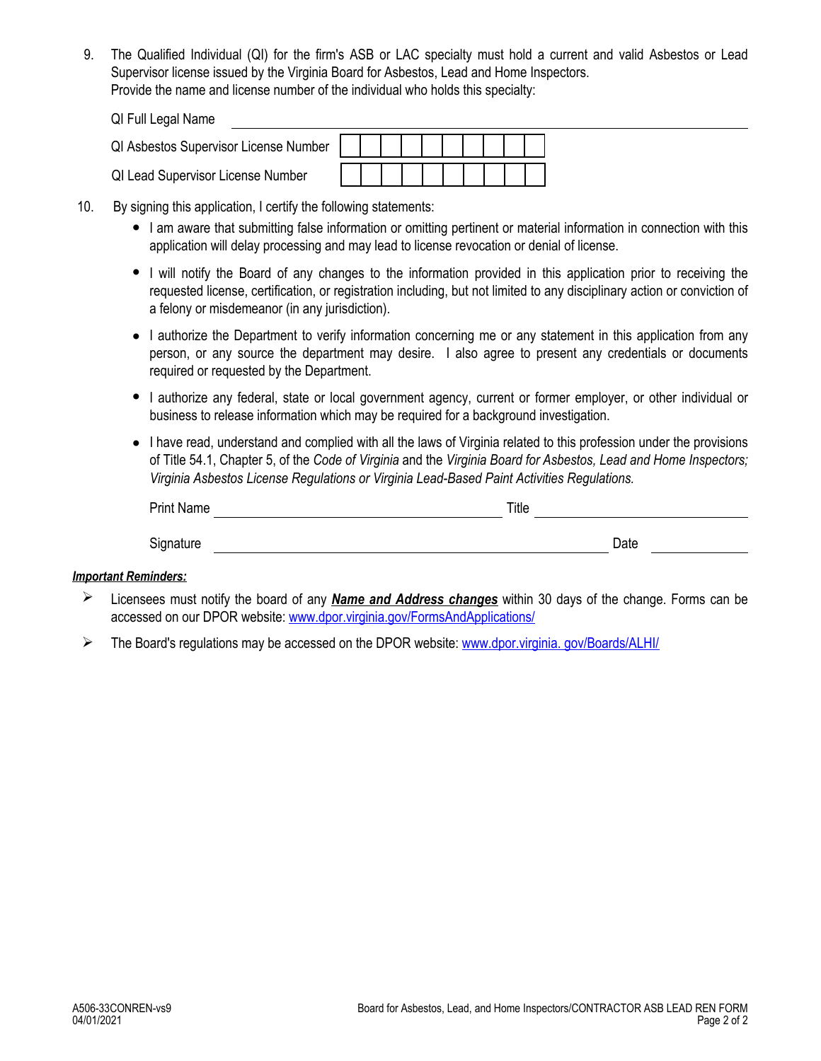9. The Qualified Individual (QI) for the firm's ASB or LAC specialty must hold a current and valid Asbestos or Lead Supervisor license issued by the Virginia Board for Asbestos, Lead and Home Inspectors.
   Provide the name and license number of the individual who holds this specialty:

   QI Full Legal Name \_\_\_\_\_\_\_\_\_\_\_\_\_\_\_\_\_\_\_\_\_\_\_\_\_\_\_\_\_\_\_\_\_\_\_\_\_\_\_\_

   QI Asbestos Supervisor License Number | | | | | | | | | | |

   QI Lead Supervisor License Number | | | | | | | | | | |

10. By signing this application, I certify the following statements:
    - I am aware that submitting false information or omitting pertinent or material information in connection with this application will delay processing and may lead to license revocation or denial of license.
    - I will notify the Board of any changes to the information provided in this application prior to receiving the requested license, certification, or registration including, but not limited to any disciplinary action or conviction of a felony or misdemeanor (in any jurisdiction).
    - I authorize the Department to verify information concerning me or any statement in this application from any person, or any source the department may desire. I also agree to present any credentials or documents required or requested by the Department.
    - I authorize any federal, state or local government agency, current or former employer, or other individual or business to release information which may be required for a background investigation.
    - I have read, understand and complied with all the laws of Virginia related to this profession under the provisions of Title 54.1, Chapter 5, of the *Code of Virginia* and the *Virginia Board for Asbestos, Lead and Home Inspectors; Virginia Asbestos License Regulations or Virginia Lead-Based Paint Activities Regulations.*

    Print Name \_\_\_\_\_\_\_\_\_\_\_\_\_\_\_\_\_\_\_\_\_\_\_\_\_\_\_\_\_\_ Title \_\_\_\_\_\_\_\_\_\_\_\_\_\_\_\_\_\_\_\_

    Signature \_\_\_\_\_\_\_\_\_\_\_\_\_\_\_\_\_\_\_\_\_\_\_\_\_\_\_\_\_\_\_\_\_\_\_\_\_\_\_\_ Date \_\_\_\_\_\_\_\_\_\_

***Important Reminders:***

- Licensees must notify the board of any ***Name and Address changes*** within 30 days of the change. Forms can be accessed on our DPOR website: www.dpor.virginia.gov/FormsAndApplications/
- The Board's regulations may be accessed on the DPOR website: www.dpor.virginia. gov/Boards/ALHI/

A506-33CONREN-vs9
04/01/2021

Board for Asbestos, Lead, and Home Inspectors/CONTRACTOR ASB LEAD REN FORM